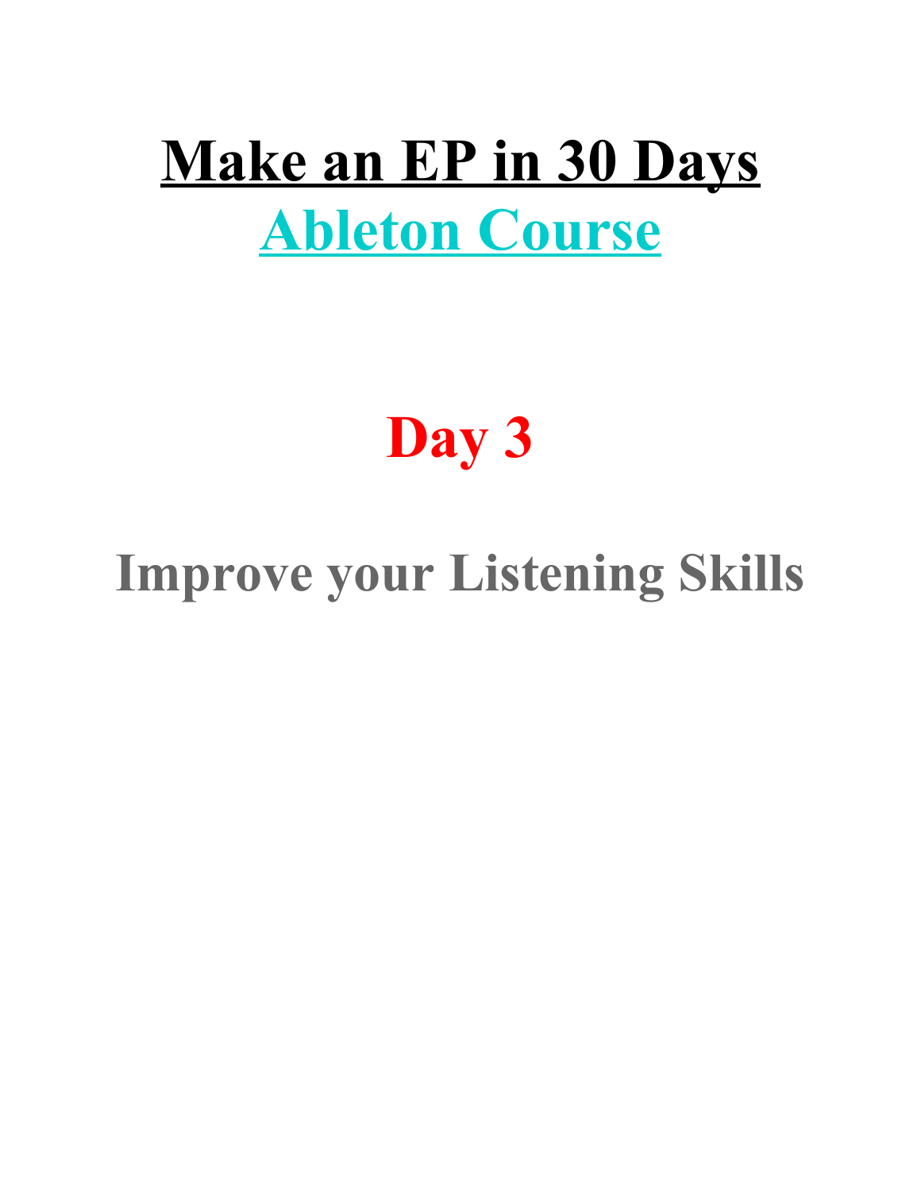# Make an EP in 30 Days

# Ableton Course

# Day 3

## Improve your Listening Skills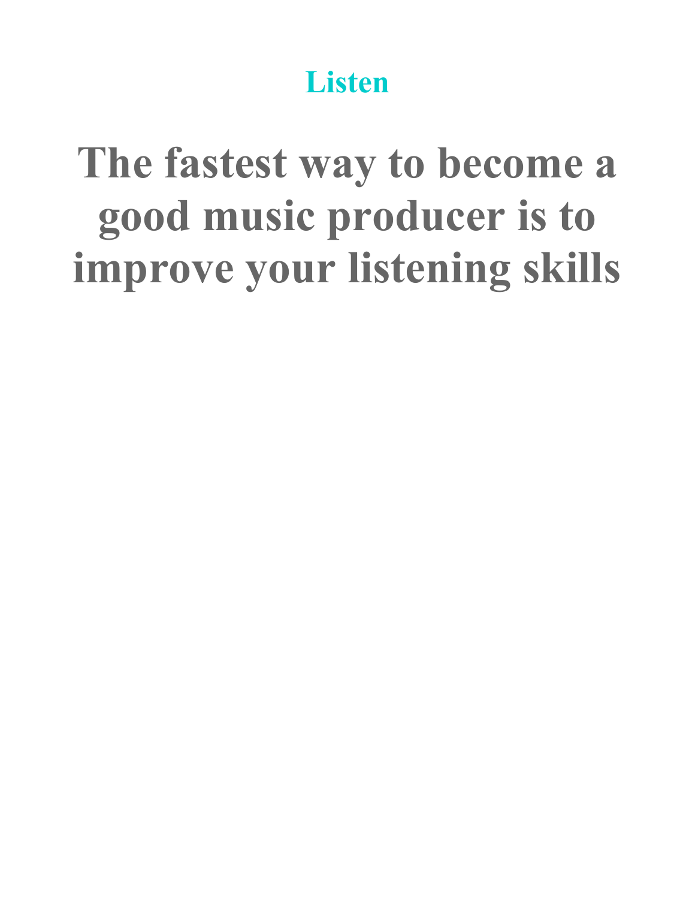## Listen

# The fastest way to become a good music producer is to improve your listening skills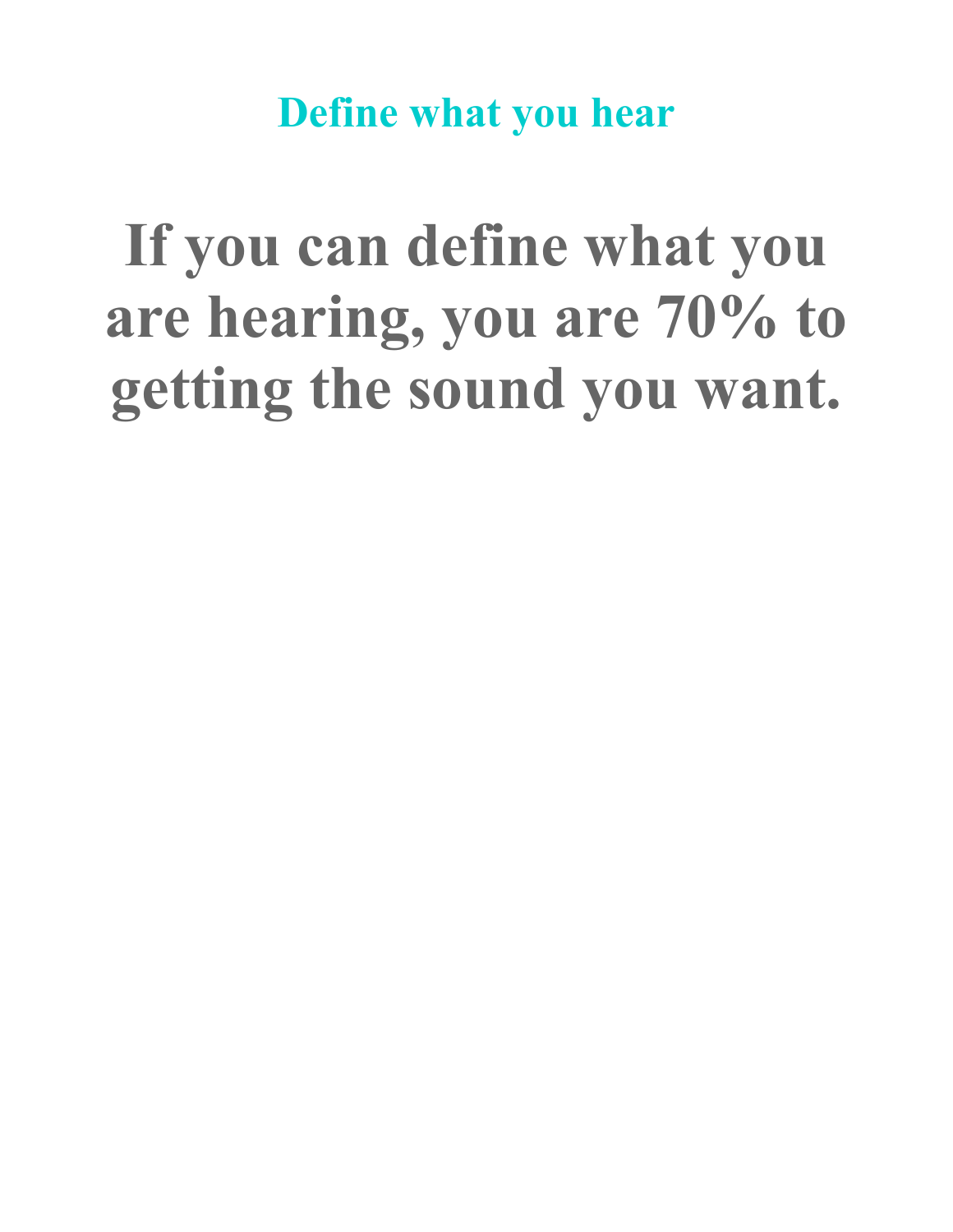## Define what you hear

# If you can define what you are hearing, you are 70% to getting the sound you want.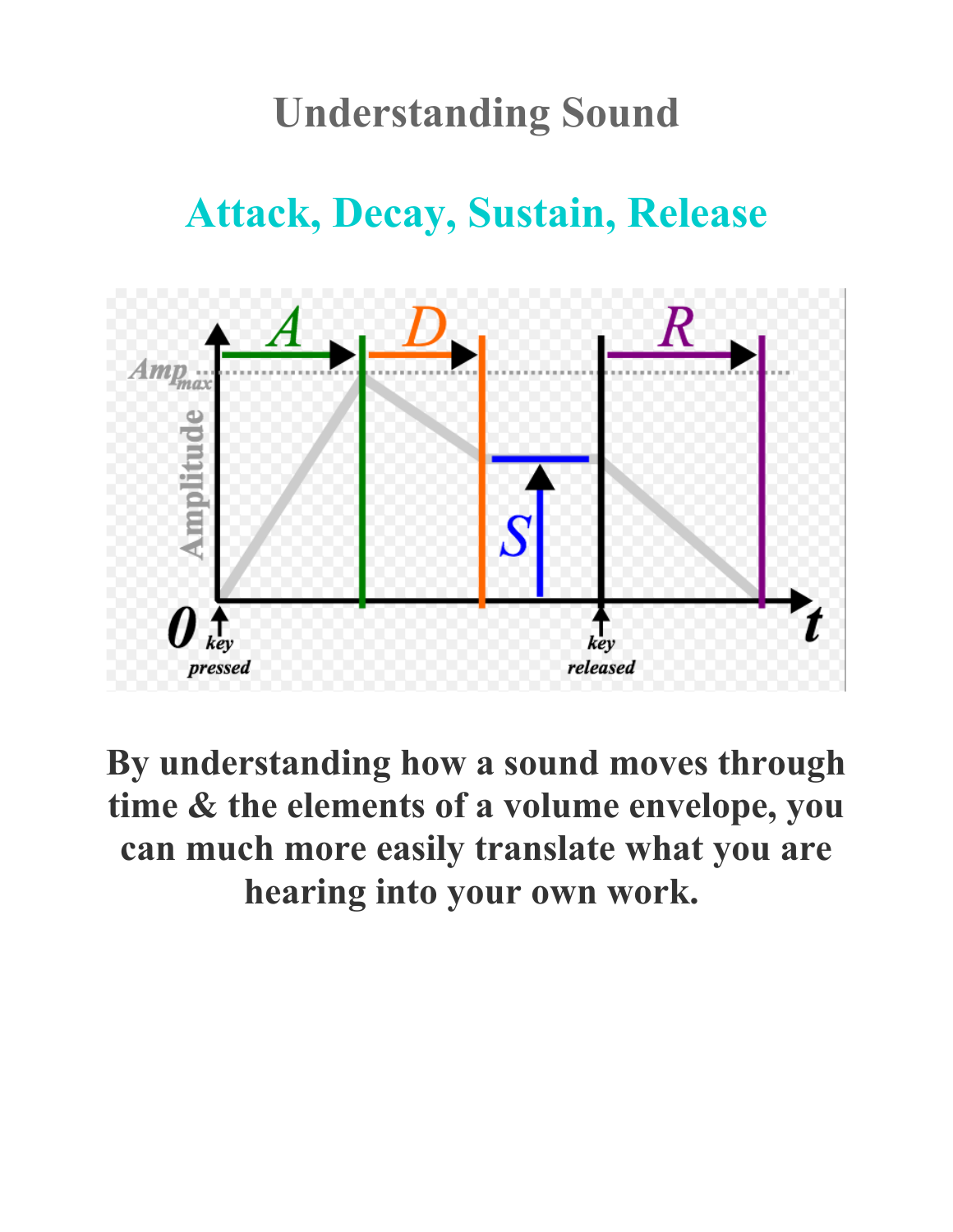# Understanding Sound

## Attack, Decay, Sustain, Release

**By understanding how a sound moves through time & the elements of a volume envelope, you can much more easily translate what you are hearing into your own work.**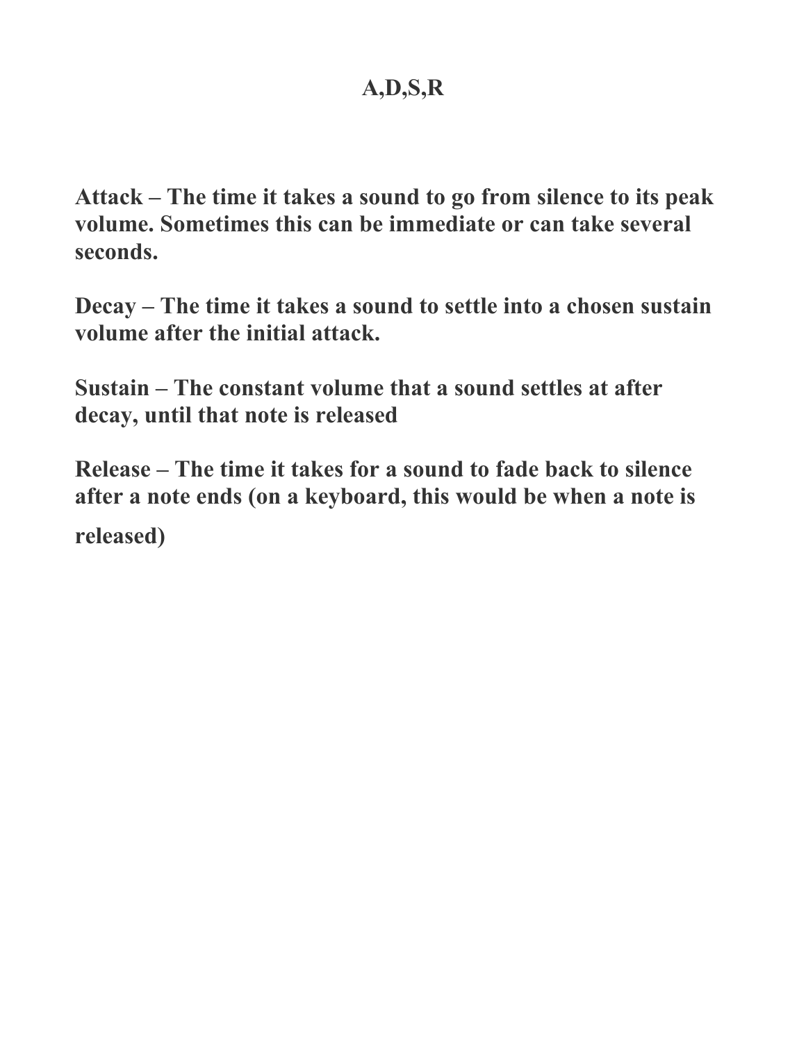# A,D,S,R

**Attack – The time it takes a sound to go from silence to its peak volume. Sometimes this can be immediate or can take several seconds.**

**Decay – The time it takes a sound to settle into a chosen sustain volume after the initial attack.**

**Sustain – The constant volume that a sound settles at after decay, until that note is released**

**Release – The time it takes for a sound to fade back to silence after a note ends (on a keyboard, this would be when a note is released)**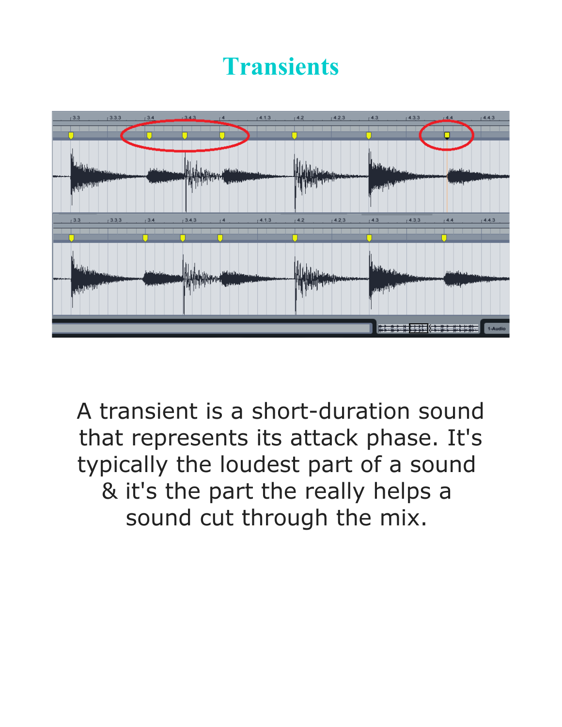# Transients

A transient is a short-duration sound that represents its attack phase. It's typically the loudest part of a sound & it's the part the really helps a sound cut through the mix.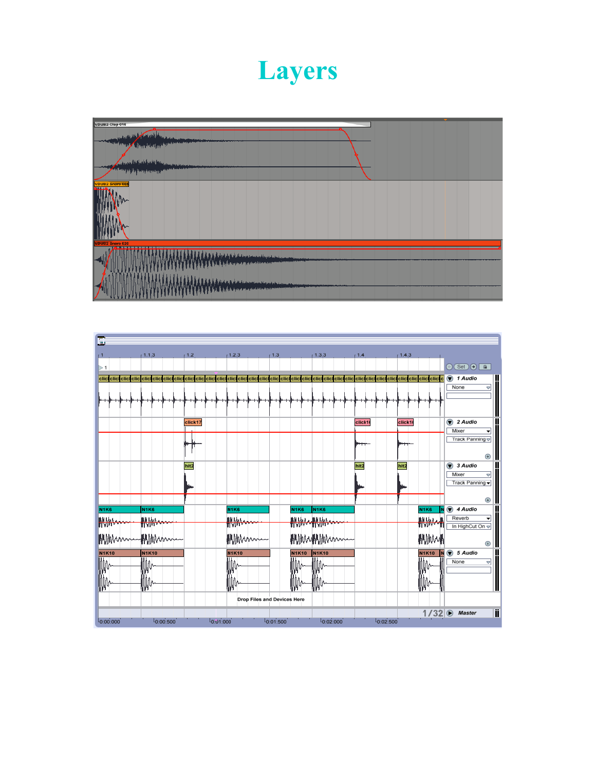# Layers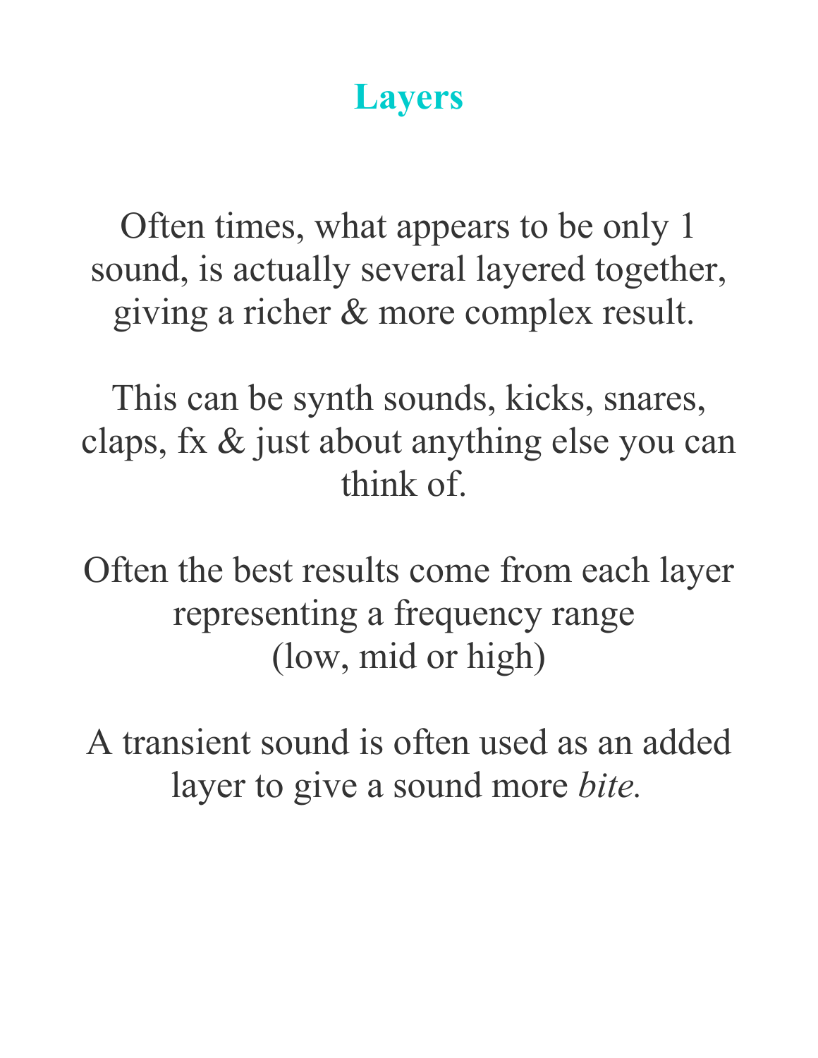# Layers

Often times, what appears to be only 1 sound, is actually several layered together, giving a richer & more complex result.

This can be synth sounds, kicks, snares, claps, fx & just about anything else you can think of.

Often the best results come from each layer representing a frequency range (low, mid or high)

A transient sound is often used as an added layer to give a sound more *bite.*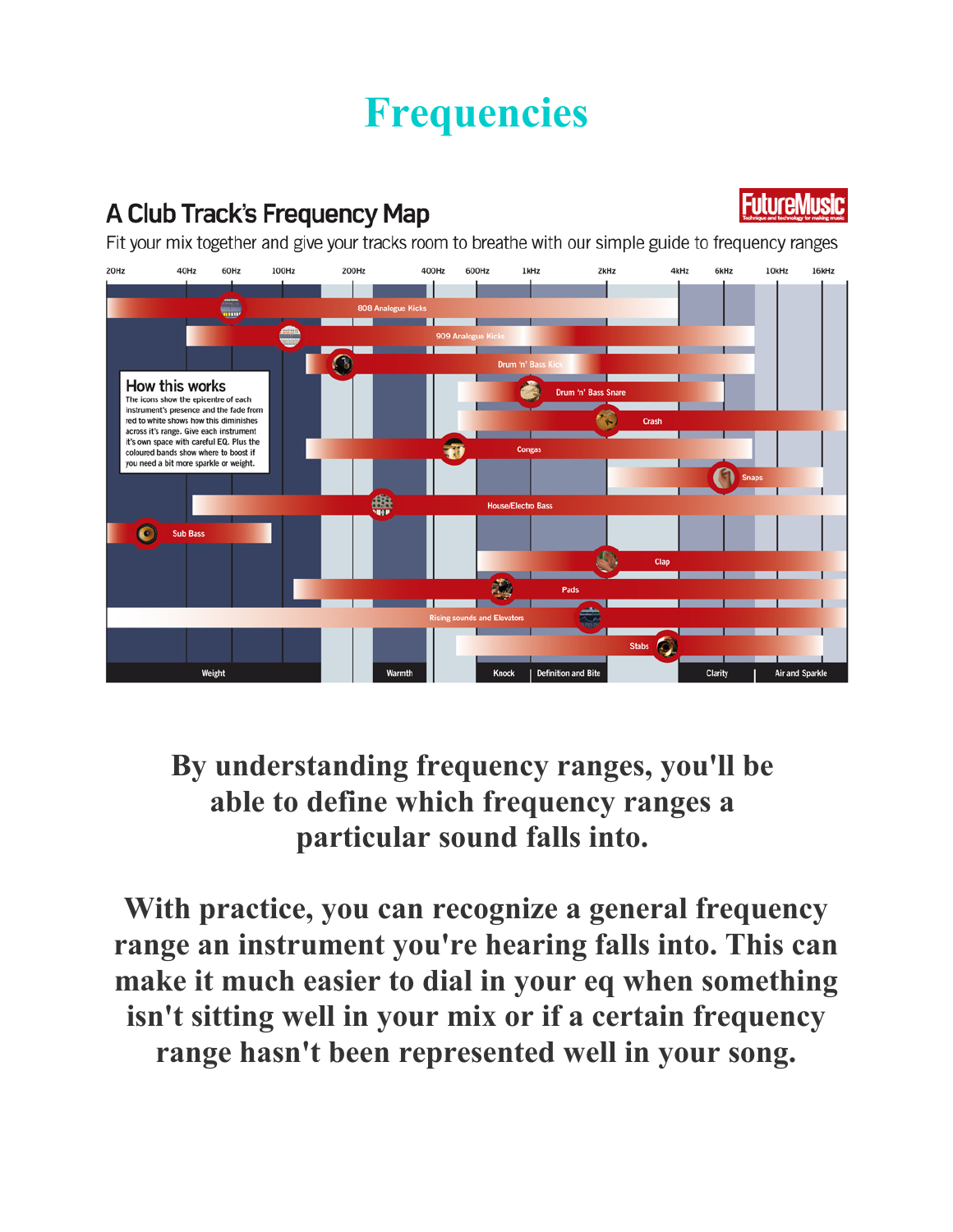# Frequencies

## A Club Track's Frequency Map

FutureMusic

Fit your mix together and give your tracks room to breathe with our simple guide to frequency ranges

20Hz 40Hz 60Hz 100Hz 200Hz 400Hz 600Hz 1kHz 2kHz 4kHz 6kHz 10kHz 16kHz

808 Analogue Kicks

909 Analogue Kicks

Drum 'n' Bass Kick

**How this works**

The icons show the epicentre of each instrument's presence and the fade from red to white shows how this diminishes across it's range. Give each instrument it's own space with careful EQ. Plus the coloured bands show where to boost if you need a bit more sparkle or weight.

Drum 'n' Bass Snare

Crash

Congas

Snaps

House/Electro Bass

Sub Bass

Clap

Pads

Rising sounds and Elevators

Stabs

Weight | Warmth | Knock | Definition and Bite | Clarity | Air and Sparkle

**By understanding frequency ranges, you'll be able to define which frequency ranges a particular sound falls into.**

**With practice, you can recognize a general frequency range an instrument you're hearing falls into. This can make it much easier to dial in your eq when something isn't sitting well in your mix or if a certain frequency range hasn't been represented well in your song.**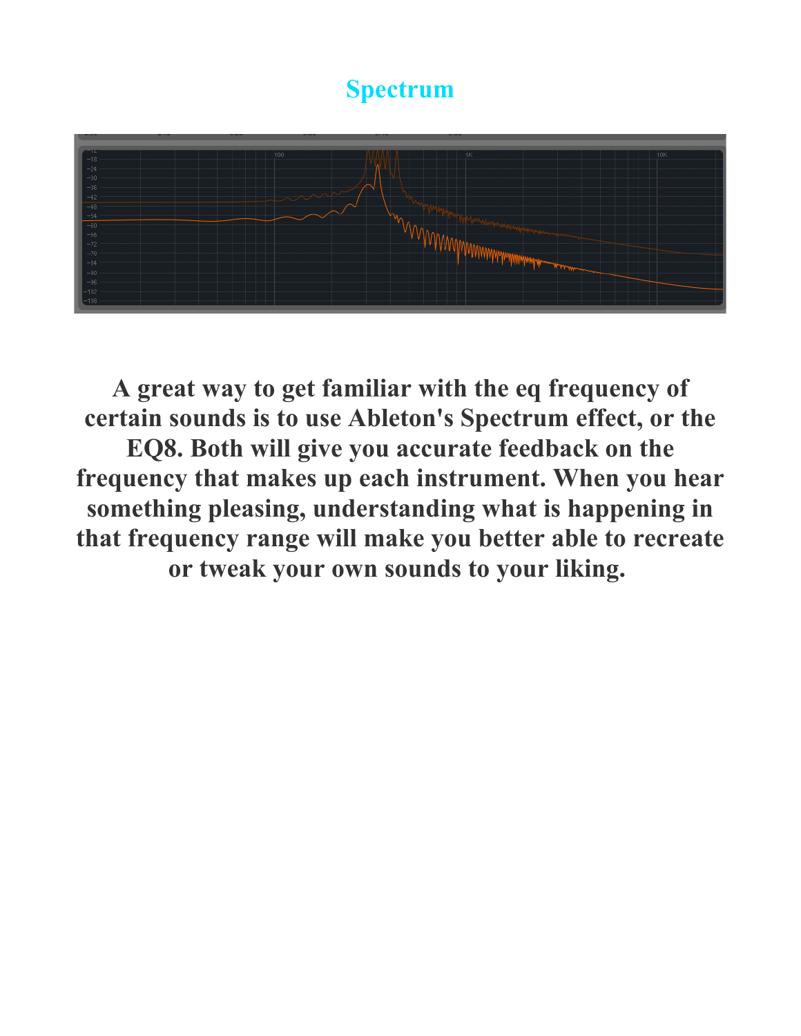# Spectrum

**A great way to get familiar with the eq frequency of certain sounds is to use Ableton's Spectrum effect, or the EQ8. Both will give you accurate feedback on the frequency that makes up each instrument. When you hear something pleasing, understanding what is happening in that frequency range will make you better able to recreate or tweak your own sounds to your liking.**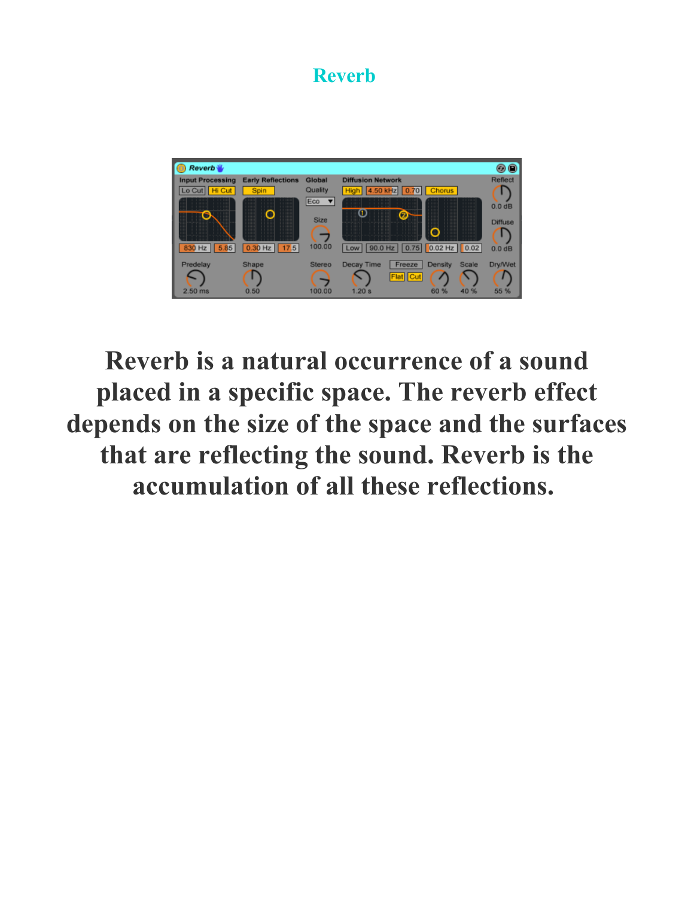# Reverb

**Reverb is a natural occurrence of a sound placed in a specific space. The reverb effect depends on the size of the space and the surfaces that are reflecting the sound. Reverb is the accumulation of all these reflections.**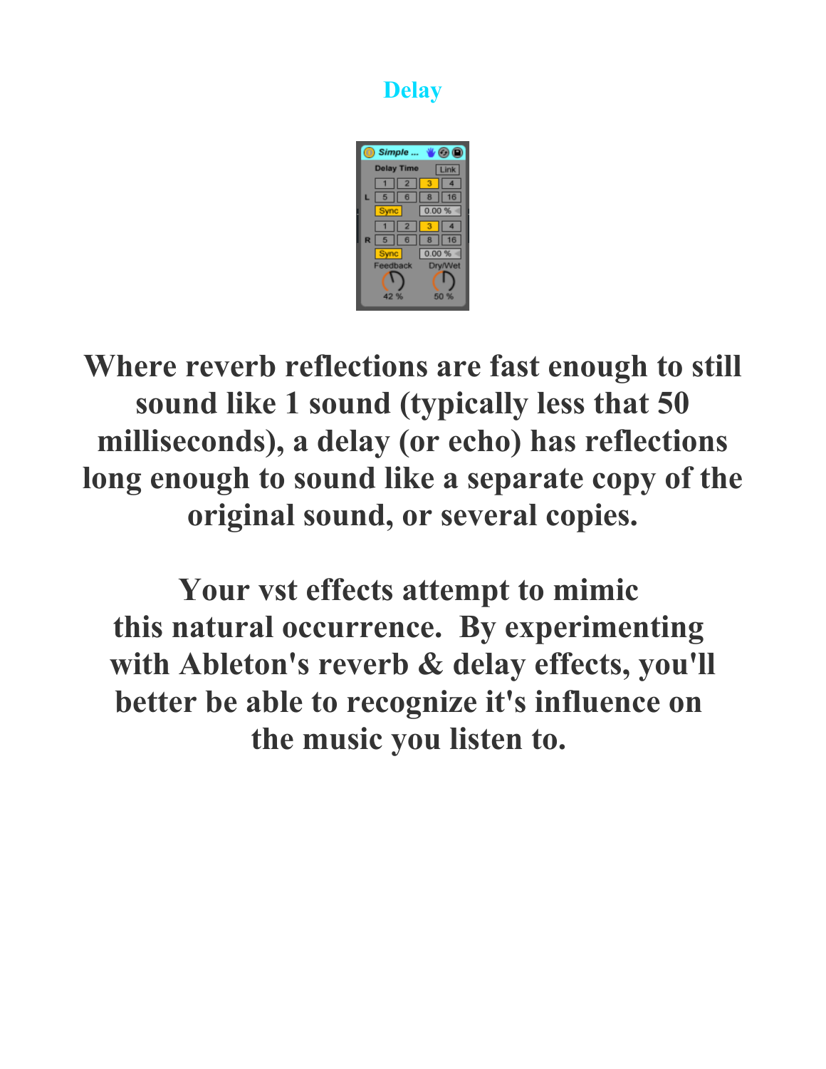# Delay

**Where reverb reflections are fast enough to still sound like 1 sound (typically less that 50 milliseconds), a delay (or echo) has reflections long enough to sound like a separate copy of the original sound, or several copies.**

**Your vst effects attempt to mimic this natural occurrence. By experimenting with Ableton's reverb & delay effects, you'll better be able to recognize it's influence on the music you listen to.**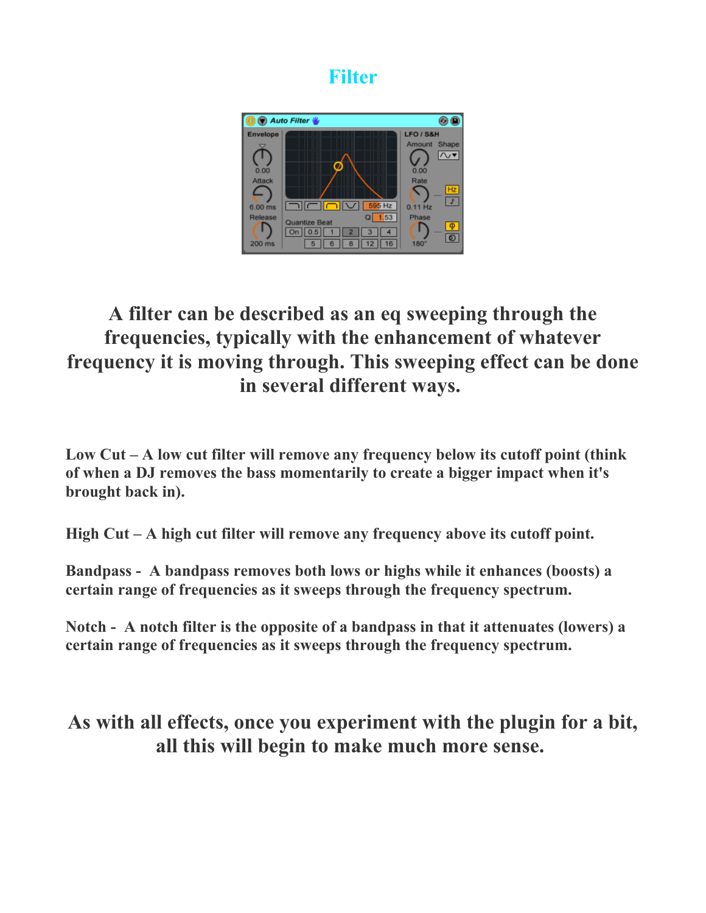# Filter

**A filter can be described as an eq sweeping through the frequencies, typically with the enhancement of whatever frequency it is moving through. This sweeping effect can be done in several different ways.**

**Low Cut – A low cut filter will remove any frequency below its cutoff point (think of when a DJ removes the bass momentarily to create a bigger impact when it's brought back in).**

**High Cut – A high cut filter will remove any frequency above its cutoff point.**

**Bandpass - A bandpass removes both lows or highs while it enhances (boosts) a certain range of frequencies as it sweeps through the frequency spectrum.**

**Notch - A notch filter is the opposite of a bandpass in that it attenuates (lowers) a certain range of frequencies as it sweeps through the frequency spectrum.**

**As with all effects, once you experiment with the plugin for a bit, all this will begin to make much more sense.**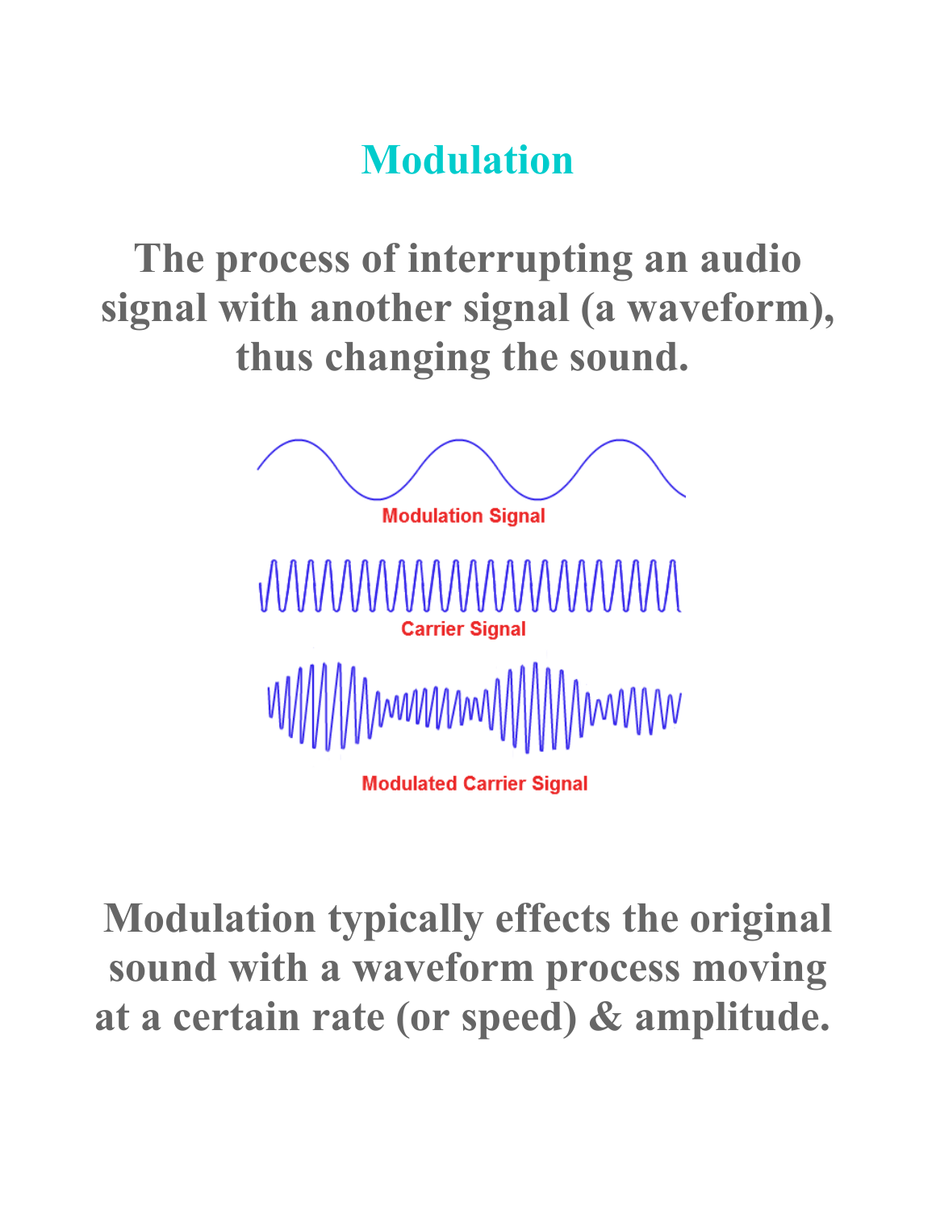# Modulation

**The process of interrupting an audio signal with another signal (a waveform), thus changing the sound.**

Modulation Signal

Carrier Signal

Modulated Carrier Signal

**Modulation typically effects the original sound with a waveform process moving at a certain rate (or speed) & amplitude.**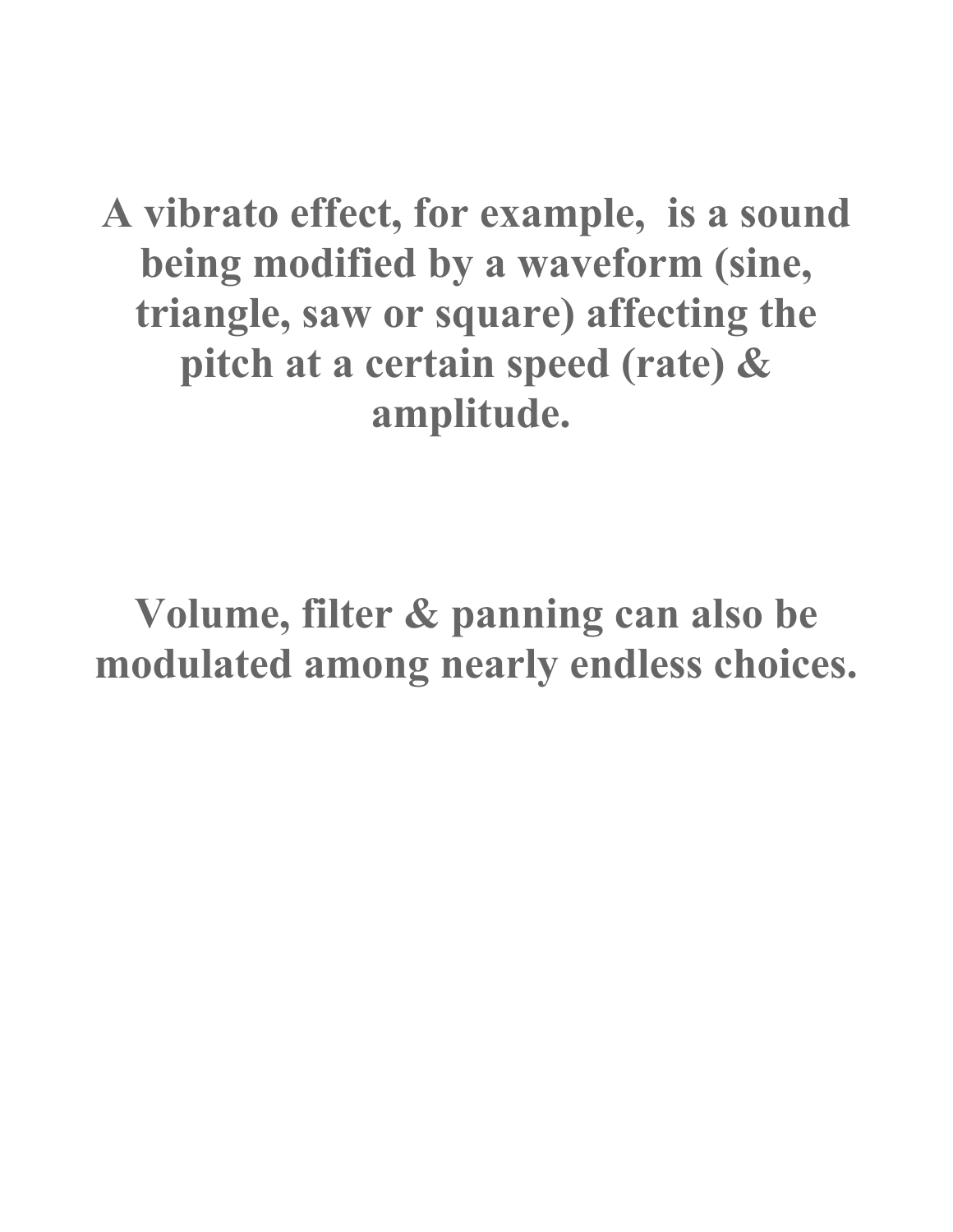**A vibrato effect, for example,  is a sound being modified by a waveform (sine, triangle, saw or square) affecting the pitch at a certain speed (rate) & amplitude.**

**Volume, filter & panning can also be modulated among nearly endless choices.**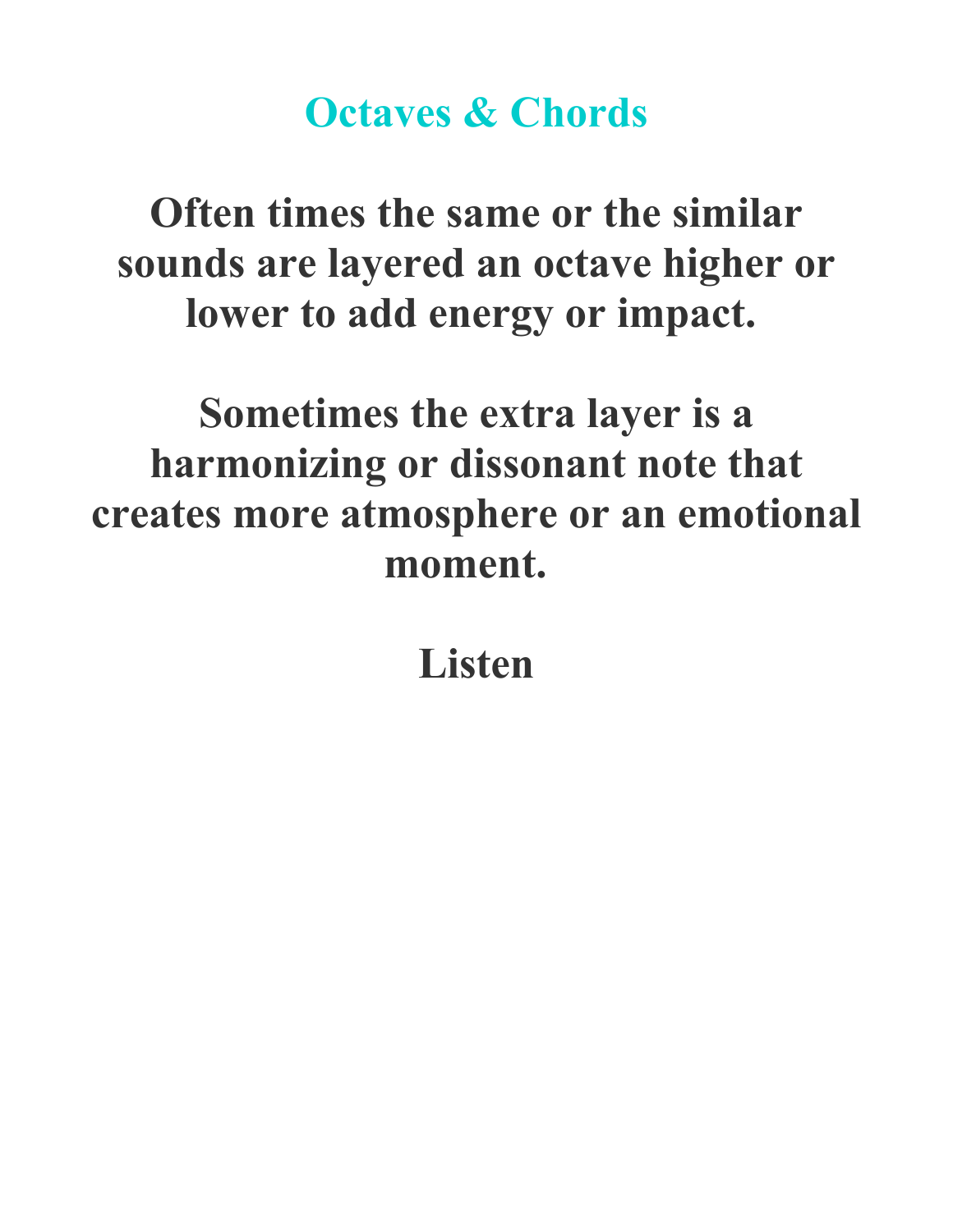# Octaves & Chords

**Often times the same or the similar sounds are layered an octave higher or lower to add energy or impact.**

**Sometimes the extra layer is a harmonizing or dissonant note that creates more atmosphere or an emotional moment.**

**Listen**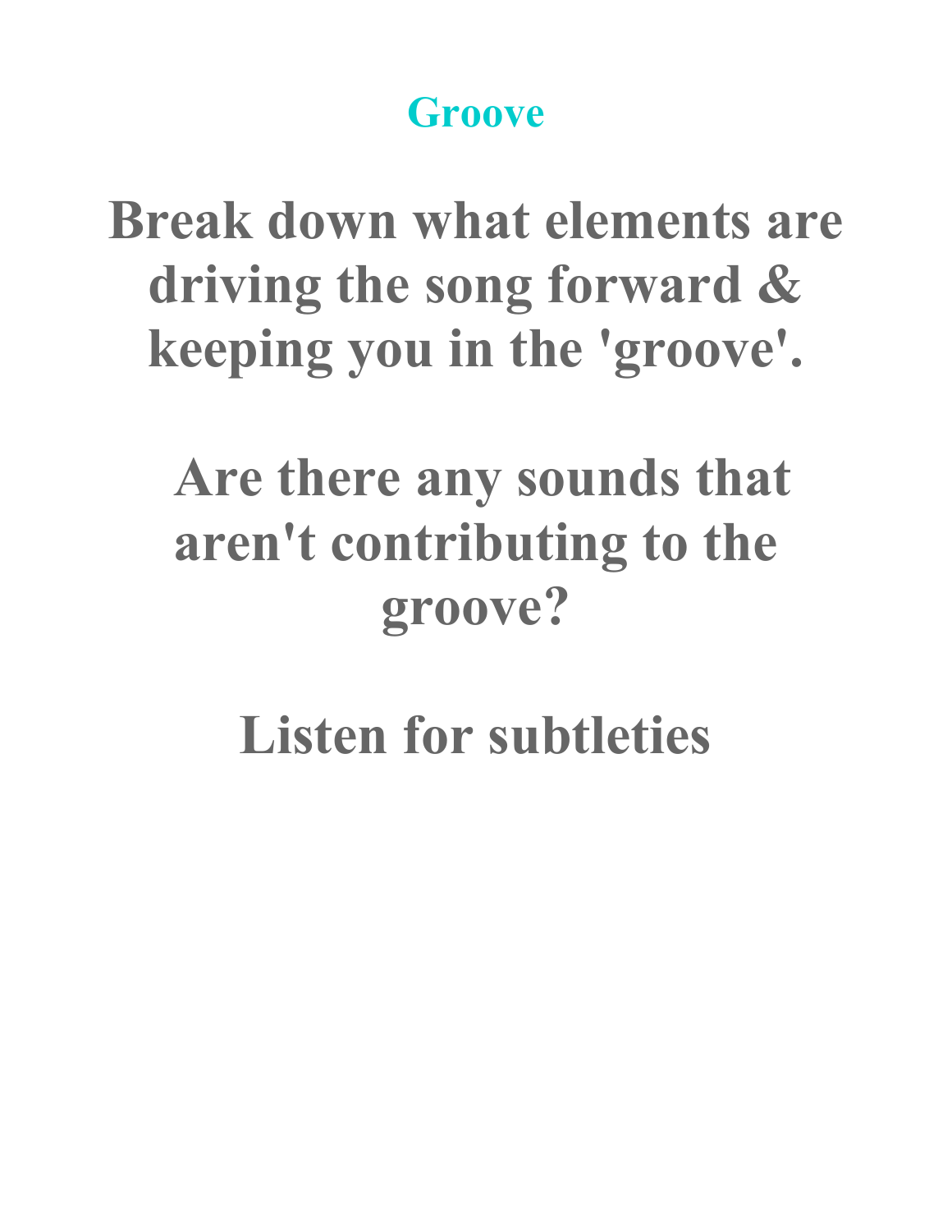# Groove

**Break down what elements are driving the song forward & keeping you in the 'groove'.**

**Are there any sounds that aren't contributing to the groove?**

**Listen for subtleties**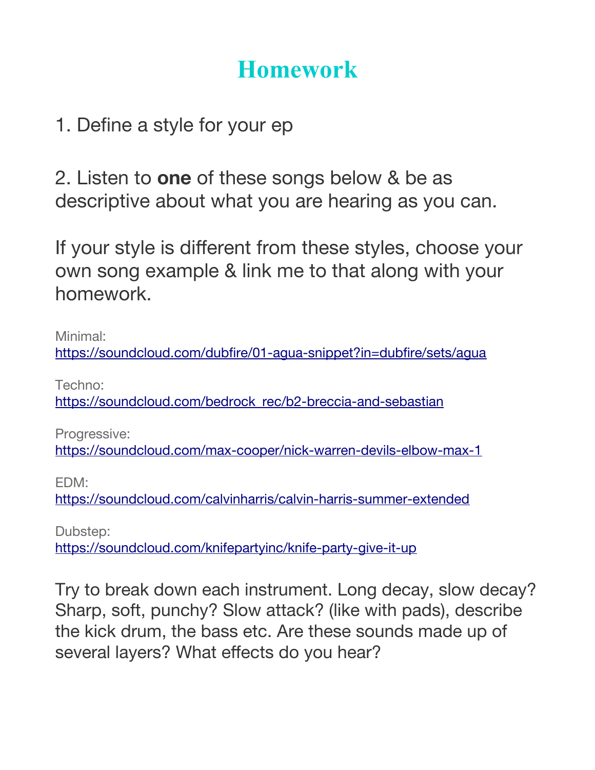# Homework

1. Define a style for your ep

2. Listen to **one** of these songs below & be as descriptive about what you are hearing as you can.

If your style is different from these styles, choose your own song example & link me to that along with your homework.

Minimal:
https://soundcloud.com/dubfire/01-agua-snippet?in=dubfire/sets/agua

Techno:
https://soundcloud.com/bedrock_rec/b2-breccia-and-sebastian

Progressive:
https://soundcloud.com/max-cooper/nick-warren-devils-elbow-max-1

EDM:
https://soundcloud.com/calvinharris/calvin-harris-summer-extended

Dubstep:
https://soundcloud.com/knifepartyinc/knife-party-give-it-up

Try to break down each instrument. Long decay, slow decay? Sharp, soft, punchy? Slow attack? (like with pads), describe the kick drum, the bass etc. Are these sounds made up of several layers? What effects do you hear?